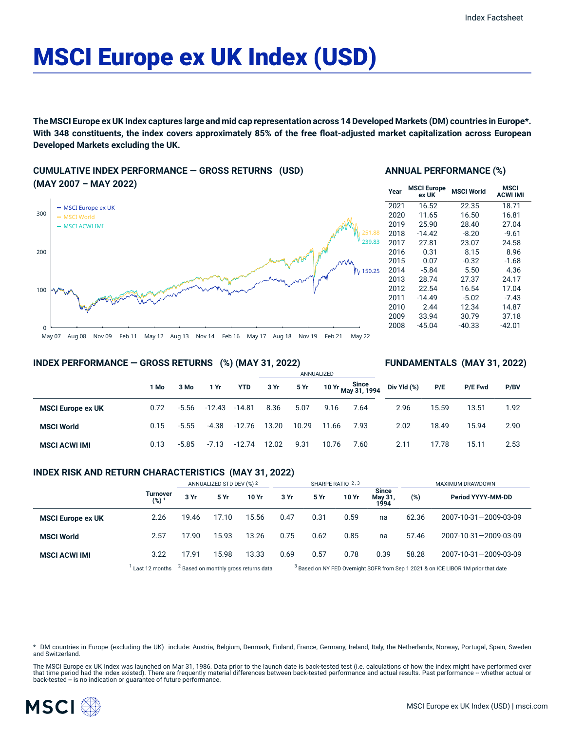# MSCI Europe ex UK Index (USD)

**The MSCI Europe ex UK Index captures large and mid cap representation across 14 Developed Markets (DM) countries in Europe*. With 348 constituents, the index covers approximately 85% of the free float-adjusted market capitalization across European Developed Markets excluding the UK.**

## CUMULATIVE INDEX PERFORMANCE — GROSS RETURNS (USD) (MAY 2007 – MAY 2022)

- MSCI Europe ex UK: 150.25
- MSCI World: 251.88
- MSCI ACWI IMI: 239.83

## ANNUAL PERFORMANCE (%)

| Year | MSCI Europe ex UK | MSCI World | MSCI ACWI IMI |
|---|---|---|---|
| 2021 | 16.52 | 22.35 | 18.71 |
| 2020 | 11.65 | 16.50 | 16.81 |
| 2019 | 25.90 | 28.40 | 27.04 |
| 2018 | -14.42 | -8.20 | -9.61 |
| 2017 | 27.81 | 23.07 | 24.58 |
| 2016 | 0.31 | 8.15 | 8.96 |
| 2015 | 0.07 | -0.32 | -1.68 |
| 2014 | -5.84 | 5.50 | 4.36 |
| 2013 | 28.74 | 27.37 | 24.17 |
| 2012 | 22.54 | 16.54 | 17.04 |
| 2011 | -14.49 | -5.02 | -7.43 |
| 2010 | 2.44 | 12.34 | 14.87 |
| 2009 | 33.94 | 30.79 | 37.18 |
| 2008 | -45.04 | -40.33 | -42.01 |

## INDEX PERFORMANCE — GROSS RETURNS (%) (MAY 31, 2022)

| | 1 Mo | 3 Mo | 1 Yr | YTD | ANNUALIZED 3 Yr | 5 Yr | 10 Yr | Since May 31, 1994 |
|---|---|---|---|---|---|---|---|---|
| **MSCI Europe ex UK** | 0.72 | -5.56 | -12.43 | -14.81 | 8.36 | 5.07 | 9.16 | 7.64 |
| **MSCI World** | 0.15 | -5.55 | -4.38 | -12.76 | 13.20 | 10.29 | 11.66 | 7.93 |
| **MSCI ACWI IMI** | 0.13 | -5.85 | -7.13 | -12.74 | 12.02 | 9.31 | 10.76 | 7.60 |

## FUNDAMENTALS (MAY 31, 2022)

| | Div Yld (%) | P/E | P/E Fwd | P/BV |
|---|---|---|---|---|
| **MSCI Europe ex UK** | 2.96 | 15.59 | 13.51 | 1.92 |
| **MSCI World** | 2.02 | 18.49 | 15.94 | 2.90 |
| **MSCI ACWI IMI** | 2.11 | 17.78 | 15.11 | 2.53 |

## INDEX RISK AND RETURN CHARACTERISTICS (MAY 31, 2022)

| | Turnover (%) [1] | ANNUALIZED STD DEV (%) [2] 3 Yr | 5 Yr | 10 Yr | SHARPE RATIO [2,3] 3 Yr | 5 Yr | 10 Yr | Since May 31, 1994 | MAXIMUM DRAWDOWN (%) | Period YYYY-MM-DD |
|---|---|---|---|---|---|---|---|---|---|---|
| **MSCI Europe ex UK** | 2.26 | 19.46 | 17.10 | 15.56 | 0.47 | 0.31 | 0.59 | na | 62.36 | 2007-10-31—2009-03-09 |
| **MSCI World** | 2.57 | 17.90 | 15.93 | 13.26 | 0.75 | 0.62 | 0.85 | na | 57.46 | 2007-10-31—2009-03-09 |
| **MSCI ACWI IMI** | 3.22 | 17.91 | 15.98 | 13.33 | 0.69 | 0.57 | 0.78 | 0.39 | 58.28 | 2007-10-31—2009-03-09 |

[1] Last 12 months [2] Based on monthly gross returns data [3] Based on NY FED Overnight SOFR from Sep 1 2021 & on ICE LIBOR 1M prior that date

* DM countries in Europe (excluding the UK) include: Austria, Belgium, Denmark, Finland, France, Germany, Ireland, Italy, the Netherlands, Norway, Portugal, Spain, Sweden and Switzerland.

The MSCI Europe ex UK Index was launched on Mar 31, 1986. Data prior to the launch date is back-tested test (i.e. calculations of how the index might have performed over that time period had the index existed). There are frequently material differences between back-tested performance and actual results. Past performance -- whether actual or back-tested -- is no indication or guarantee of future performance.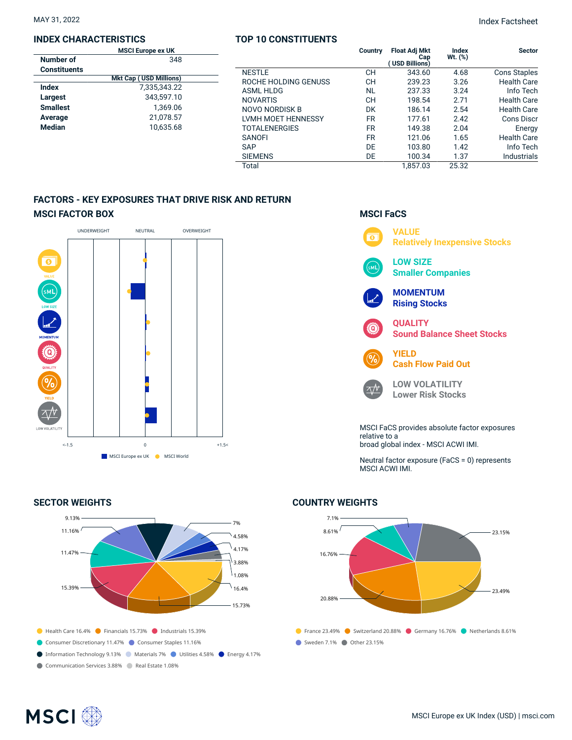MAY 31, 2022

Index Factsheet

## INDEX CHARACTERISTICS

| | MSCI Europe ex UK |
|---|---|
| **Number of Constituents** | 348 |
| | **Mkt Cap ( USD Millions)** |
| **Index** | 7,335,343.22 |
| **Largest** | 343,597.10 |
| **Smallest** | 1,369.06 |
| **Average** | 21,078.57 |
| **Median** | 10,635.68 |

## TOP 10 CONSTITUENTS

| | Country | Float Adj Mkt Cap ( USD Billions) | Index Wt. (%) | Sector |
|---|---|---|---|---|
| NESTLE | CH | 343.60 | 4.68 | Cons Staples |
| ROCHE HOLDING GENUSS | CH | 239.23 | 3.26 | Health Care |
| ASML HLDG | NL | 237.33 | 3.24 | Info Tech |
| NOVARTIS | CH | 198.54 | 2.71 | Health Care |
| NOVO NORDISK B | DK | 186.14 | 2.54 | Health Care |
| LVMH MOET HENNESSY | FR | 177.61 | 2.42 | Cons Discr |
| TOTALENERGIES | FR | 149.38 | 2.04 | Energy |
| SANOFI | FR | 121.06 | 1.65 | Health Care |
| SAP | DE | 103.80 | 1.42 | Info Tech |
| SIEMENS | DE | 100.34 | 1.37 | Industrials |
| Total | | 1,857.03 | 25.32 | |

## FACTORS - KEY EXPOSURES THAT DRIVE RISK AND RETURN

### MSCI FACTOR BOX

UNDERWEIGHT | NEUTRAL | OVERWEIGHT

VALUE, LOW SIZE, MOMENTUM, QUALITY, YIELD, LOW VOLATILITY

<-1.5 | 0 | +1.5<

MSCI Europe ex UK | MSCI World

### MSCI FaCS

**VALUE** — Relatively Inexpensive Stocks

**LOW SIZE** — Smaller Companies

**MOMENTUM** — Rising Stocks

**QUALITY** — Sound Balance Sheet Stocks

**YIELD** — Cash Flow Paid Out

**LOW VOLATILITY** — Lower Risk Stocks

MSCI FaCS provides absolute factor exposures relative to a broad global index - MSCI ACWI IMI.

Neutral factor exposure (FaCS = 0) represents MSCI ACWI IMI.

## SECTOR WEIGHTS

- Health Care 16.4%
- Financials 15.73%
- Industrials 15.39%
- Consumer Discretionary 11.47%
- Consumer Staples 11.16%
- Information Technology 9.13%
- Materials 7%
- Utilities 4.58%
- Energy 4.17%
- Communication Services 3.88%
- Real Estate 1.08%

## COUNTRY WEIGHTS

- France 23.49%
- Switzerland 20.88%
- Germany 16.76%
- Netherlands 8.61%
- Sweden 7.1%
- Other 23.15%

MSCI Europe ex UK Index (USD) | msci.com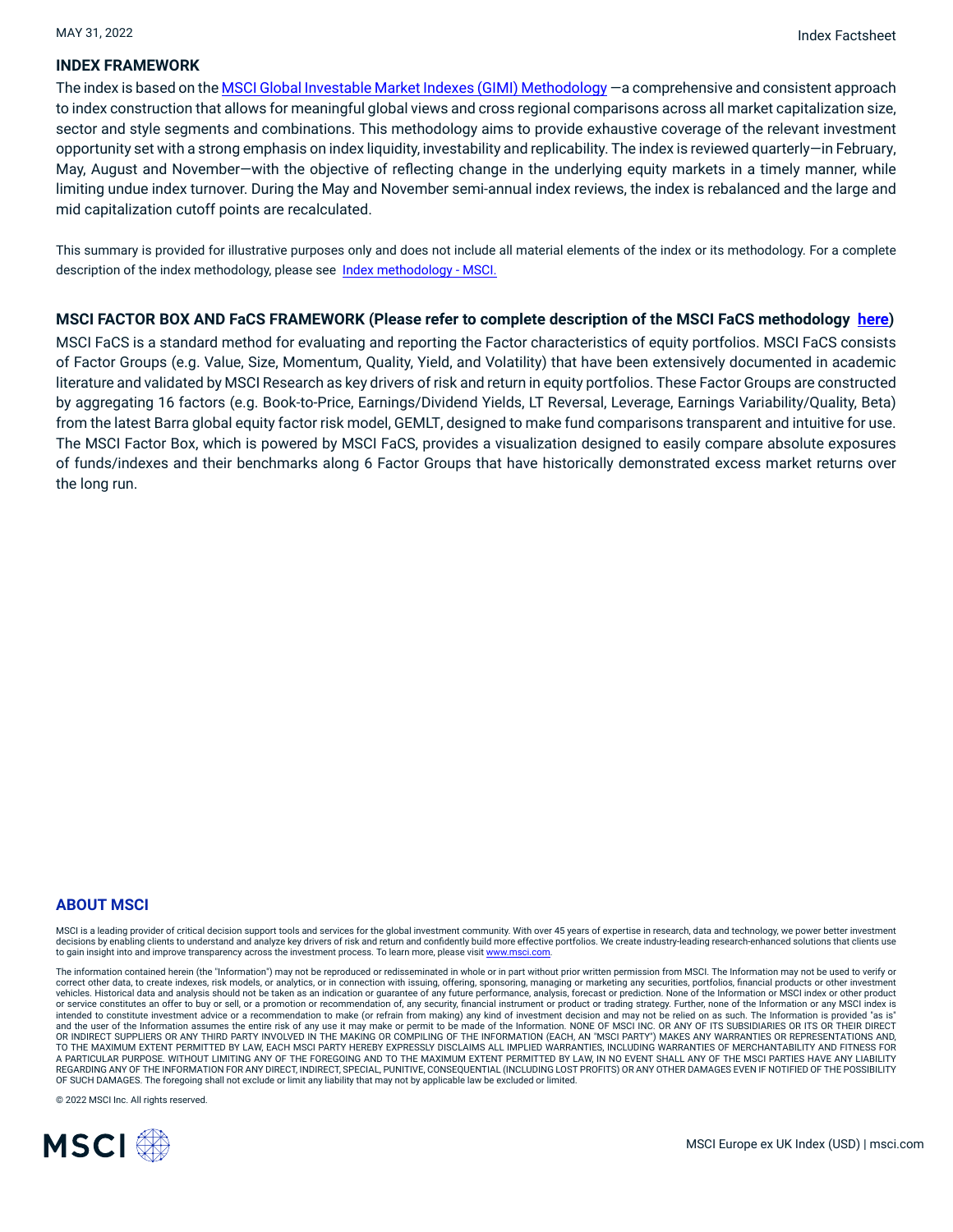## INDEX FRAMEWORK

The index is based on the [MSCI Global Investable Market Indexes (GIMI) Methodology]() —a comprehensive and consistent approach to index construction that allows for meaningful global views and cross regional comparisons across all market capitalization size, sector and style segments and combinations. This methodology aims to provide exhaustive coverage of the relevant investment opportunity set with a strong emphasis on index liquidity, investability and replicability. The index is reviewed quarterly—in February, May, August and November—with the objective of reflecting change in the underlying equity markets in a timely manner, while limiting undue index turnover. During the May and November semi-annual index reviews, the index is rebalanced and the large and mid capitalization cutoff points are recalculated.

This summary is provided for illustrative purposes only and does not include all material elements of the index or its methodology. For a complete description of the index methodology, please see [Index methodology - MSCI.]()

## MSCI FACTOR BOX AND FaCS FRAMEWORK (Please refer to complete description of the MSCI FaCS methodology [here]())

MSCI FaCS is a standard method for evaluating and reporting the Factor characteristics of equity portfolios. MSCI FaCS consists of Factor Groups (e.g. Value, Size, Momentum, Quality, Yield, and Volatility) that have been extensively documented in academic literature and validated by MSCI Research as key drivers of risk and return in equity portfolios. These Factor Groups are constructed by aggregating 16 factors (e.g. Book-to-Price, Earnings/Dividend Yields, LT Reversal, Leverage, Earnings Variability/Quality, Beta) from the latest Barra global equity factor risk model, GEMLT, designed to make fund comparisons transparent and intuitive for use. The MSCI Factor Box, which is powered by MSCI FaCS, provides a visualization designed to easily compare absolute exposures of funds/indexes and their benchmarks along 6 Factor Groups that have historically demonstrated excess market returns over the long run.

## ABOUT MSCI

MSCI is a leading provider of critical decision support tools and services for the global investment community. With over 45 years of expertise in research, data and technology, we power better investment decisions by enabling clients to understand and analyze key drivers of risk and return and confidently build more effective portfolios. We create industry-leading research-enhanced solutions that clients use to gain insight into and improve transparency across the investment process. To learn more, please visit [www.msci.com](www.msci.com).

The information contained herein (the "Information") may not be reproduced or redisseminated in whole or in part without prior written permission from MSCI. The Information may not be used to verify or correct other data, to create indexes, risk models, or analytics, or in connection with issuing, offering, sponsoring, managing or marketing any securities, portfolios, financial products or other investment vehicles. Historical data and analysis should not be taken as an indication or guarantee of any future performance, analysis, forecast or prediction. None of the Information or MSCI index or other product or service constitutes an offer to buy or sell, or a promotion or recommendation of, any security, financial instrument or product or trading strategy. Further, none of the Information or any MSCI index is intended to constitute investment advice or a recommendation to make (or refrain from making) any kind of investment decision and may not be relied on as such. The Information is provided "as is" and the user of the Information assumes the entire risk of any use it may make or permit to be made of the Information. NONE OF MSCI INC. OR ANY OF ITS SUBSIDIARIES OR ITS OR THEIR DIRECT OR INDIRECT SUPPLIERS OR ANY THIRD PARTY INVOLVED IN THE MAKING OR COMPILING OF THE INFORMATION (EACH, AN "MSCI PARTY") MAKES ANY WARRANTIES OR REPRESENTATIONS AND, TO THE MAXIMUM EXTENT PERMITTED BY LAW, EACH MSCI PARTY HEREBY EXPRESSLY DISCLAIMS ALL IMPLIED WARRANTIES, INCLUDING WARRANTIES OF MERCHANTABILITY AND FITNESS FOR A PARTICULAR PURPOSE. WITHOUT LIMITING ANY OF THE FOREGOING AND TO THE MAXIMUM EXTENT PERMITTED BY LAW, IN NO EVENT SHALL ANY OF THE MSCI PARTIES HAVE ANY LIABILITY REGARDING ANY OF THE INFORMATION FOR ANY DIRECT, INDIRECT, SPECIAL, PUNITIVE, CONSEQUENTIAL (INCLUDING LOST PROFITS) OR ANY OTHER DAMAGES EVEN IF NOTIFIED OF THE POSSIBILITY OF SUCH DAMAGES. The foregoing shall not exclude or limit any liability that may not by applicable law be excluded or limited.

© 2022 MSCI Inc. All rights reserved.